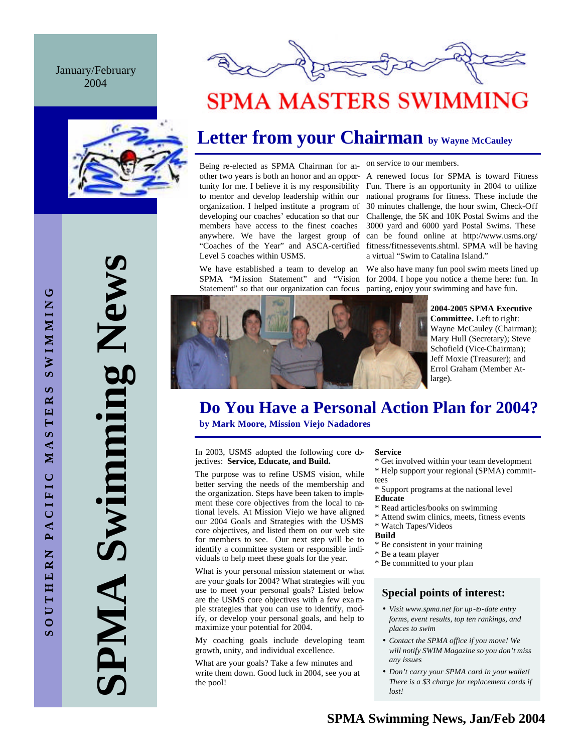January/February 2004

# SPMA MASTERS SWIMMING

SPMA Swimming News

SOUTHERN PACIFIC MASTERS SWIMMING

## Letter from your Chairman by Wayne McCauley

Being re-elected as SPMA Chairman for another two years is both an honor and an opportunity for me. I believe it is my responsibility to mentor and develop leadership within our organization. I helped institute a program of developing our coaches' education so that our members have access to the finest coaches anywhere. We have the largest group of "Coaches of the Year" and ASCA-certified Level 5 coaches within USMS.

We have established a team to develop an SPMA "Mission Statement" and "Vision Statement" so that our organization can focus on service to our members.

A renewed focus for SPMA is toward Fitness Fun. There is an opportunity in 2004 to utilize national programs for fitness. These include the 30 minutes challenge, the hour swim, Check-Off Challenge, the 5K and 10K Postal Swims and the 3000 yard and 6000 yard Postal Swims. These can be found online at http://www.usms.org/fitness/fitnessevents.shtml. SPMA will be having a virtual "Swim to Catalina Island."

We also have many fun pool swim meets lined up for 2004. I hope you notice a theme here: fun. In parting, enjoy your swimming and have fun.

**2004-2005 SPMA Executive Committee.** Left to right: Wayne McCauley (Chairman); Mary Hull (Secretary); Steve Schofield (Vice-Chairman); Jeff Moxie (Treasurer); and Errol Graham (Member At-large).

## Do You Have a Personal Action Plan for 2004?

**by Mark Moore, Mission Viejo Nadadores**

In 2003, USMS adopted the following core objectives: **Service, Educate, and Build.**

The purpose was to refine USMS vision, while better serving the needs of the membership and the organization. Steps have been taken to implement these core objectives from the local to national levels. At Mission Viejo we have aligned our 2004 Goals and Strategies with the USMS core objectives, and listed them on our web site for members to see. Our next step will be to identify a committee system or responsible individuals to help meet these goals for the year.

What is your personal mission statement or what are your goals for 2004? What strategies will you use to meet your personal goals? Listed below are the USMS core objectives with a few example strategies that you can use to identify, modify, or develop your personal goals, and help to maximize your potential for 2004.

My coaching goals include developing team growth, unity, and individual excellence.

What are your goals? Take a few minutes and write them down. Good luck in 2004, see you at the pool!

**Service**
* Get involved within your team development
* Help support your regional (SPMA) committees
* Support programs at the national level

**Educate**
* Read articles/books on swimming
* Attend swim clinics, meets, fitness events
* Watch Tapes/Videos

**Build**
* Be consistent in your training
* Be a team player
* Be committed to your plan

### Special points of interest:

- *Visit www.spma.net for up-to-date entry forms, event results, top ten rankings, and places to swim*
- *Contact the SPMA office if you move! We will notify SWIM Magazine so you don't miss any issues*
- *Don't carry your SPMA card in your wallet! There is a $3 charge for replacement cards if lost!*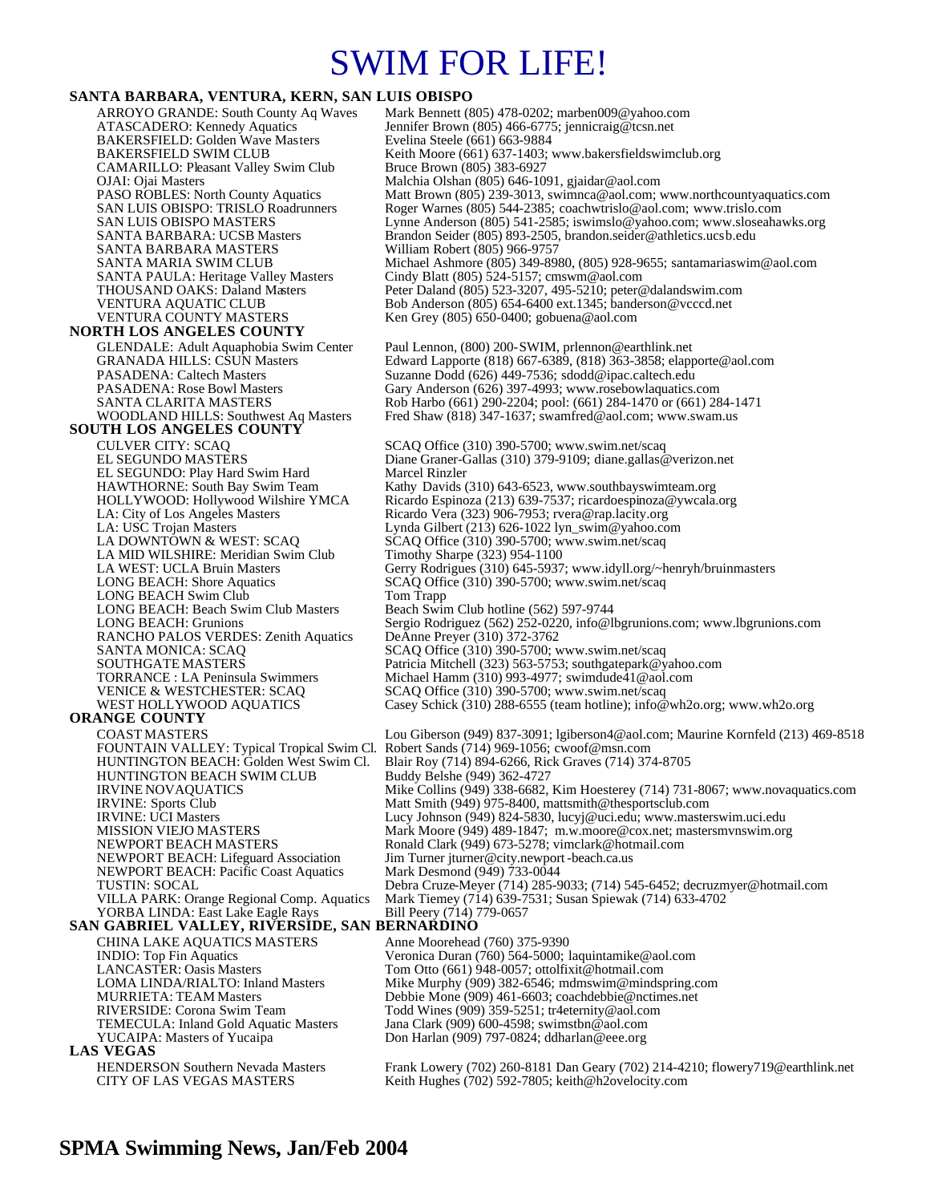# SWIM FOR LIFE!

**SANTA BARBARA, VENTURA, KERN, SAN LUIS OBISPO**

| | |
|---|---|
| ARROYO GRANDE: South County Aq Waves | Mark Bennett (805) 478-0202; marben009@yahoo.com |
| ATASCADERO: Kennedy Aquatics | Jennifer Brown (805) 466-6775; jennicraig@tcsn.net |
| BAKERSFIELD: Golden Wave Masters | Evelina Steele (661) 663-9884 |
| BAKERSFIELD SWIM CLUB | Keith Moore (661) 637-1403; www.bakersfieldswimclub.org |
| CAMARILLO: Pleasant Valley Swim Club | Bruce Brown (805) 383-6927 |
| OJAI: Ojai Masters | Malchia Olshan (805) 646-1091, gjaidar@aol.com |
| PASO ROBLES: North County Aquatics | Matt Brown (805) 239-3013, swimnca@aol.com; www.northcountyaquatics.com |
| SAN LUIS OBISPO: TRISLO Roadrunners | Roger Warnes (805) 544-2385; coachwtrislo@aol.com; www.trislo.com |
| SAN LUIS OBISPO MASTERS | Lynne Anderson (805) 541-2585; iswimslo@yahoo.com; www.sloseahawks.org |
| SANTA BARBARA: UCSB Masters | Brandon Seider (805) 893-2505, brandon.seider@athletics.ucsb.edu |
| SANTA BARBARA MASTERS | William Robert (805) 966-9757 |
| SANTA MARIA SWIM CLUB | Michael Ashmore (805) 349-8980, (805) 928-9655; santamariaswim@aol.com |
| SANTA PAULA: Heritage Valley Masters | Cindy Blatt (805) 524-5157; cmswm@aol.com |
| THOUSAND OAKS: Daland Masters | Peter Daland (805) 523-3207, 495-5210; peter@dalandswim.com |
| VENTURA AQUATIC CLUB | Bob Anderson (805) 654-6400 ext.1345; banderson@vcccd.net |
| VENTURA COUNTY MASTERS | Ken Grey (805) 650-0400; gobuena@aol.com |

**NORTH LOS ANGELES COUNTY**

| | |
|---|---|
| GLENDALE: Adult Aquaphobia Swim Center | Paul Lennon, (800) 200-SWIM, prlennon@earthlink.net |
| GRANADA HILLS: CSUN Masters | Edward Lapporte (818) 667-6389, (818) 363-3858; elapporte@aol.com |
| PASADENA: Caltech Masters | Suzanne Dodd (626) 449-7536; sdodd@ipac.caltech.edu |
| PASADENA: Rose Bowl Masters | Gary Anderson (626) 397-4993; www.rosebowlaquatics.com |
| SANTA CLARITA MASTERS | Rob Harbo (661) 290-2204; pool: (661) 284-1470 or (661) 284-1471 |
| WOODLAND HILLS: Southwest Aq Masters | Fred Shaw (818) 347-1637; swamfred@aol.com; www.swam.us |

**SOUTH LOS ANGELES COUNTY**

| | |
|---|---|
| CULVER CITY: SCAQ | SCAQ Office (310) 390-5700; www.swim.net/scaq |
| EL SEGUNDO MASTERS | Diane Graner-Gallas (310) 379-9109; diane.gallas@verizon.net |
| EL SEGUNDO: Play Hard Swim Hard | Marcel Rinzler |
| HAWTHORNE: South Bay Swim Team | Kathy Davids (310) 643-6523, www.southbayswimteam.org |
| HOLLYWOOD: Hollywood Wilshire YMCA | Ricardo Espinoza (213) 639-7537; ricardoespinoza@ywcala.org |
| LA: City of Los Angeles Masters | Ricardo Vera (323) 906-7953; rvera@rap.lacity.org |
| LA: USC Trojan Masters | Lynda Gilbert (213) 626-1022 lyn_swim@yahoo.com |
| LA DOWNTOWN & WEST: SCAQ | SCAQ Office (310) 390-5700; www.swim.net/scaq |
| LA MID WILSHIRE: Meridian Swim Club | Timothy Sharpe (323) 954-1100 |
| LA WEST: UCLA Bruin Masters | Gerry Rodrigues (310) 645-5937; www.idyll.org/~henryh/bruinmasters |
| LONG BEACH: Shore Aquatics | SCAQ Office (310) 390-5700; www.swim.net/scaq |
| LONG BEACH Swim Club | Tom Trapp |
| LONG BEACH: Beach Swim Club Masters | Beach Swim Club hotline (562) 597-9744 |
| LONG BEACH: Grunions | Sergio Rodriguez (562) 252-0220, info@lbgrunions.com; www.lbgrunions.com |
| RANCHO PALOS VERDES: Zenith Aquatics | DeAnne Preyer (310) 372-3762 |
| SANTA MONICA: SCAQ | SCAQ Office (310) 390-5700; www.swim.net/scaq |
| SOUTHGATE MASTERS | Patricia Mitchell (323) 563-5753; southgatepark@yahoo.com |
| TORRANCE : LA Peninsula Swimmers | Michael Hamm (310) 993-4977; swimdude41@aol.com |
| VENICE & WESTCHESTER: SCAQ | SCAQ Office (310) 390-5700; www.swim.net/scaq |
| WEST HOLLYWOOD AQUATICS | Casey Schick (310) 288-6555 (team hotline); info@wh2o.org; www.wh2o.org |

**ORANGE COUNTY**

| | |
|---|---|
| COAST MASTERS | Lou Giberson (949) 837-3091; lgiberson4@aol.com; Maurine Kornfeld (213) 469-8518 |
| FOUNTAIN VALLEY: Typical Tropical Swim Cl. | Robert Sands (714) 969-1056; cwoof@msn.com |
| HUNTINGTON BEACH: Golden West Swim Cl. | Blair Roy (714) 894-6266, Rick Graves (714) 374-8705 |
| HUNTINGTON BEACH SWIM CLUB | Buddy Belshe (949) 362-4727 |
| IRVINE NOVAQUATICS | Mike Collins (949) 338-6682, Kim Hoesterey (714) 731-8067; www.novaquatics.com |
| IRVINE: Sports Club | Matt Smith (949) 975-8400, mattsmith@thesportsclub.com |
| IRVINE: UCI Masters | Lucy Johnson (949) 824-5830, lucyj@uci.edu; www.masterswim.uci.edu |
| MISSION VIEJO MASTERS | Mark Moore (949) 489-1847; m.w.moore@cox.net; mastersmvnswim.org |
| NEWPORT BEACH MASTERS | Ronald Clark (949) 673-5278; vimclark@hotmail.com |
| NEWPORT BEACH: Lifeguard Association | Jim Turner jturner@city.newport-beach.ca.us |
| NEWPORT BEACH: Pacific Coast Aquatics | Mark Desmond (949) 733-0044 |
| TUSTIN: SOCAL | Debra Cruze-Meyer (714) 285-9033; (714) 545-6452; decruzmyer@hotmail.com |
| VILLA PARK: Orange Regional Comp. Aquatics | Mark Tiemey (714) 639-7531; Susan Spiewak (714) 633-4702 |
| YORBA LINDA: East Lake Eagle Rays | Bill Peery (714) 779-0657 |

**SAN GABRIEL VALLEY, RIVERSIDE, SAN BERNARDINO**

| | |
|---|---|
| CHINA LAKE AQUATICS MASTERS | Anne Moorehead (760) 375-9390 |
| INDIO: Top Fin Aquatics | Veronica Duran (760) 564-5000; laquintamike@aol.com |
| LANCASTER: Oasis Masters | Tom Otto (661) 948-0057; ottolfixit@hotmail.com |
| LOMA LINDA/RIALTO: Inland Masters | Mike Murphy (909) 382-6546; mdmswim@mindspring.com |
| MURRIETA: TEAM Masters | Debbie Mone (909) 461-6603; coachdebbie@nctimes.net |
| RIVERSIDE: Corona Swim Team | Todd Wines (909) 359-5251; tr4eternity@aol.com |
| TEMECULA: Inland Gold Aquatic Masters | Jana Clark (909) 600-4598; swimstbn@aol.com |
| YUCAIPA: Masters of Yucaipa | Don Harlan (909) 797-0824; ddharlan@eee.org |

**LAS VEGAS**

| | |
|---|---|
| HENDERSON Southern Nevada Masters | Frank Lowery (702) 260-8181 Dan Geary (702) 214-4210; flowery719@earthlink.net |
| CITY OF LAS VEGAS MASTERS | Keith Hughes (702) 592-7805; keith@h2ovelocity.com |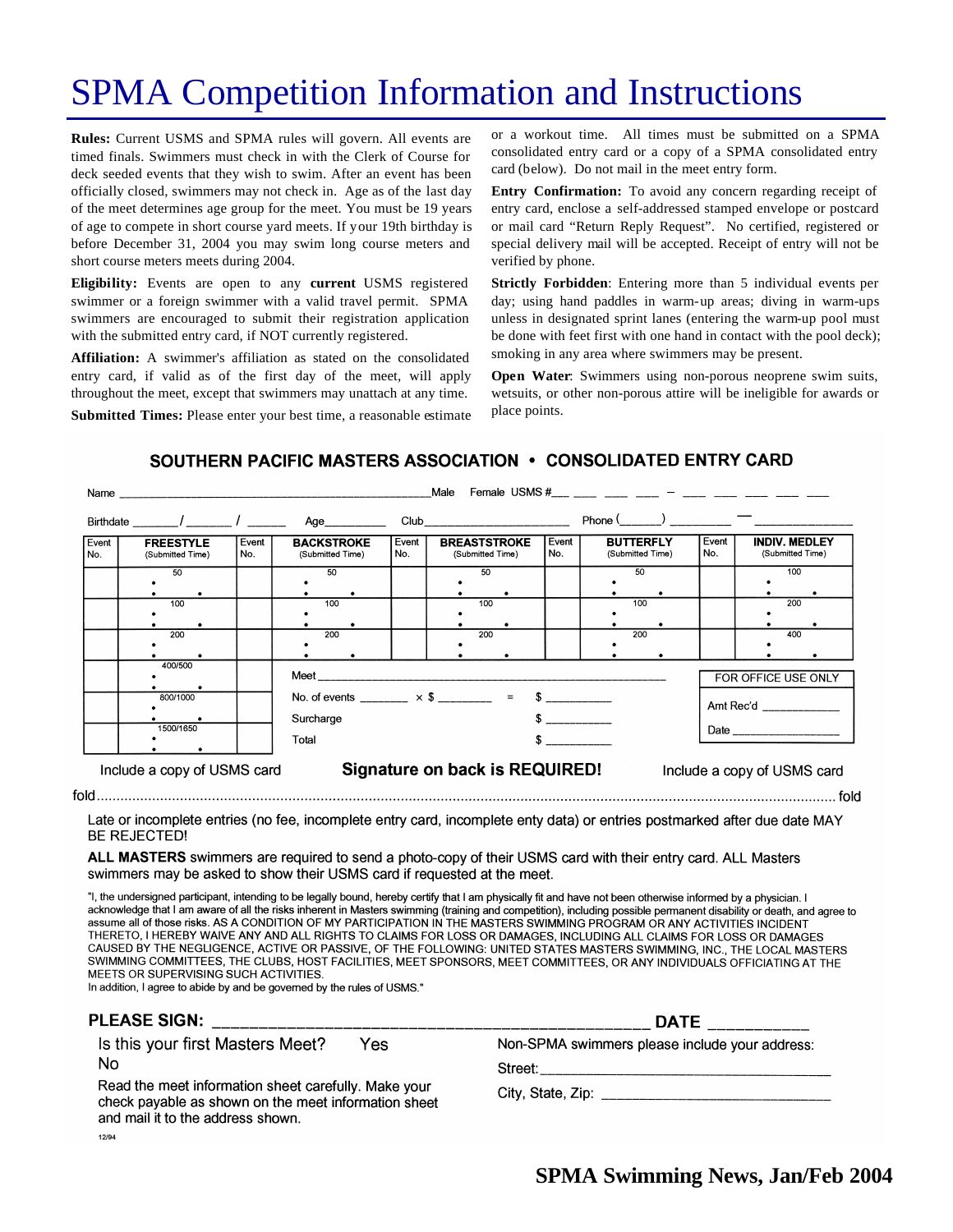# SPMA Competition Information and Instructions

**Rules:** Current USMS and SPMA rules will govern. All events are timed finals. Swimmers must check in with the Clerk of Course for deck seeded events that they wish to swim. After an event has been officially closed, swimmers may not check in. Age as of the last day of the meet determines age group for the meet. You must be 19 years of age to compete in short course yard meets. If your 19th birthday is before December 31, 2004 you may swim long course meters and short course meters meets during 2004.

**Eligibility:** Events are open to any **current** USMS registered swimmer or a foreign swimmer with a valid travel permit. SPMA swimmers are encouraged to submit their registration application with the submitted entry card, if NOT currently registered.

**Affiliation:** A swimmer's affiliation as stated on the consolidated entry card, if valid as of the first day of the meet, will apply throughout the meet, except that swimmers may unattach at any time.

**Submitted Times:** Please enter your best time, a reasonable estimate or a workout time. All times must be submitted on a SPMA consolidated entry card or a copy of a SPMA consolidated entry card (below). Do not mail in the meet entry form.

**Entry Confirmation:** To avoid any concern regarding receipt of entry card, enclose a self-addressed stamped envelope or postcard or mail card "Return Reply Request". No certified, registered or special delivery mail will be accepted. Receipt of entry will not be verified by phone.

**Strictly Forbidden**: Entering more than 5 individual events per day; using hand paddles in warm-up areas; diving in warm-ups unless in designated sprint lanes (entering the warm-up pool must be done with feet first with one hand in contact with the pool deck); smoking in any area where swimmers may be present.

**Open Water**: Swimmers using non-porous neoprene swim suits, wetsuits, or other non-porous attire will be ineligible for awards or place points.

## SOUTHERN PACIFIC MASTERS ASSOCIATION • CONSOLIDATED ENTRY CARD

Name ______________________________ Male Female USMS #___ ___ ___ ___ ___ – ___ ___ ___ ___ ___ ___

Birthdate ______/______/______ Age_________ Club______________________ Phone (______) _________ — ______________

| Event No. | FREESTYLE (Submitted Time) | Event No. | BACKSTROKE (Submitted Time) | Event No. | BREASTSTROKE (Submitted Time) | Event No. | BUTTERFLY (Submitted Time) | Event No. | INDIV. MEDLEY (Submitted Time) |
|---|---|---|---|---|---|---|---|---|---|
| | 50 | | 50 | | 50 | | 50 | | 100 |
| | 100 | | 100 | | 100 | | 100 | | 200 |
| | 200 | | 200 | | 200 | | 200 | | 400 |
| | 400/500 | | | | | | | | |
| | 800/1000 | | | | | | | | |
| | 1500/1650 | | | | | | | | |

Meet ____________________________________________

No. of events _______ × $ ________ = $ __________

Surcharge $ __________

Total $ __________

FOR OFFICE USE ONLY

Amt Rec'd ____________

Date ________________

Include a copy of USMS card **Signature on back is REQUIRED!** Include a copy of USMS card

fold ........................................................................................................ fold

Late or incomplete entries (no fee, incomplete entry card, incomplete enty data) or entries postmarked after due date MAY BE REJECTED!

**ALL MASTERS** swimmers are required to send a photo-copy of their USMS card with their entry card. ALL Masters swimmers may be asked to show their USMS card if requested at the meet.

"I, the undersigned participant, intending to be legally bound, hereby certify that I am physically fit and have not been otherwise informed by a physician. I acknowledge that I am aware of all the risks inherent in Masters swimming (training and competition), including possible permanent disability or death, and agree to assume all of those risks. AS A CONDITION OF MY PARTICIPATION IN THE MASTERS SWIMMING PROGRAM OR ANY ACTIVITIES INCIDENT THERETO, I HEREBY WAIVE ANY AND ALL RIGHTS TO CLAIMS FOR LOSS OR DAMAGES, INCLUDING ALL CLAIMS FOR LOSS OR DAMAGES CAUSED BY THE NEGLIGENCE, ACTIVE OR PASSIVE, OF THE FOLLOWING: UNITED STATES MASTERS SWIMMING, INC., THE LOCAL MASTERS SWIMMING COMMITTEES, THE CLUBS, HOST FACILITIES, MEET SPONSORS, MEET COMMITTEES, OR ANY INDIVIDUALS OFFICIATING AT THE MEETS OR SUPERVISING SUCH ACTIVITIES.
In addition, I agree to abide by and be governed by the rules of USMS."

**PLEASE SIGN:** ______________________________________________ **DATE** __________

Is this your first Masters Meet? Yes No

Read the meet information sheet carefully. Make your check payable as shown on the meet information sheet and mail it to the address shown.

Non-SPMA swimmers please include your address:

Street: ____________________________________

City, State, Zip: ____________________________

12/94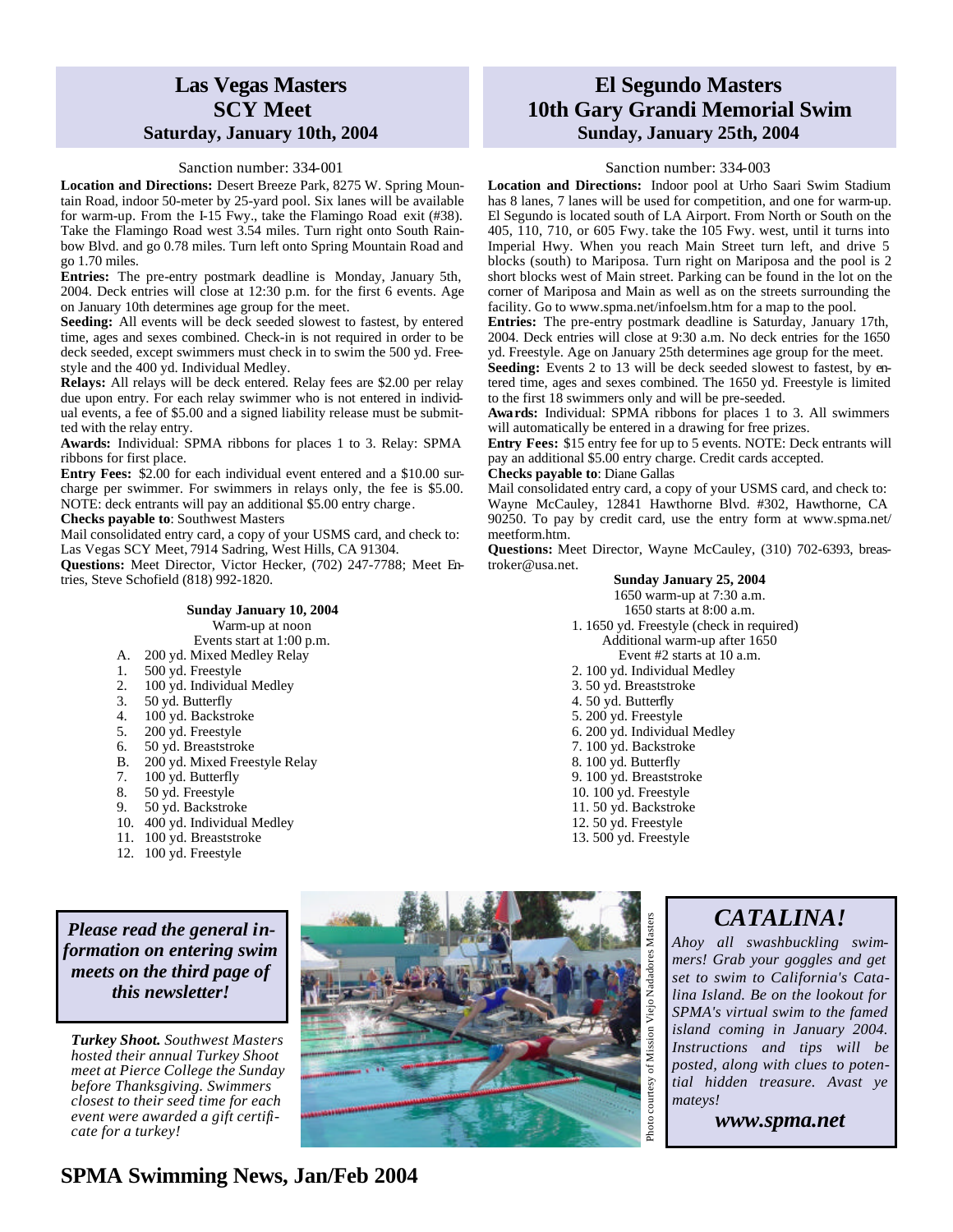## Las Vegas Masters SCY Meet
### Saturday, January 10th, 2004

Sanction number: 334-001

**Location and Directions:** Desert Breeze Park, 8275 W. Spring Mountain Road, indoor 50-meter by 25-yard pool. Six lanes will be available for warm-up. From the I-15 Fwy., take the Flamingo Road exit (#38). Take the Flamingo Road west 3.54 miles. Turn right onto South Rainbow Blvd. and go 0.78 miles. Turn left onto Spring Mountain Road and go 1.70 miles.

**Entries:** The pre-entry postmark deadline is Monday, January 5th, 2004. Deck entries will close at 12:30 p.m. for the first 6 events. Age on January 10th determines age group for the meet.

**Seeding:** All events will be deck seeded slowest to fastest, by entered time, ages and sexes combined. Check-in is not required in order to be deck seeded, except swimmers must check in to swim the 500 yd. Freestyle and the 400 yd. Individual Medley.

**Relays:** All relays will be deck entered. Relay fees are $2.00 per relay due upon entry. For each relay swimmer who is not entered in individual events, a fee of $5.00 and a signed liability release must be submitted with the relay entry.

**Awards:** Individual: SPMA ribbons for places 1 to 3. Relay: SPMA ribbons for first place.

**Entry Fees:** $2.00 for each individual event entered and a $10.00 surcharge per swimmer. For swimmers in relays only, the fee is $5.00. NOTE: deck entrants will pay an additional $5.00 entry charge.

**Checks payable to**: Southwest Masters

Mail consolidated entry card, a copy of your USMS card, and check to: Las Vegas SCY Meet, 7914 Sadring, West Hills, CA 91304.

**Questions:** Meet Director, Victor Hecker, (702) 247-7788; Meet Entries, Steve Schofield (818) 992-1820.

**Sunday January 10, 2004**
Warm-up at noon
Events start at 1:00 p.m.

- A. 200 yd. Mixed Medley Relay
- 1. 500 yd. Freestyle
- 2. 100 yd. Individual Medley
- 3. 50 yd. Butterfly
- 4. 100 yd. Backstroke
- 5. 200 yd. Freestyle
- 6. 50 yd. Breaststroke
- B. 200 yd. Mixed Freestyle Relay
- 7. 100 yd. Butterfly
- 8. 50 yd. Freestyle
- 9. 50 yd. Backstroke
- 10. 400 yd. Individual Medley
- 11. 100 yd. Breaststroke
- 12. 100 yd. Freestyle

## El Segundo Masters 10th Gary Grandi Memorial Swim
### Sunday, January 25th, 2004

Sanction number: 334-003

**Location and Directions:** Indoor pool at Urho Saari Swim Stadium has 8 lanes, 7 lanes will be used for competition, and one for warm-up. El Segundo is located south of LA Airport. From North or South on the 405, 110, 710, or 605 Fwy. take the 105 Fwy. west, until it turns into Imperial Hwy. When you reach Main Street turn left, and drive 5 blocks (south) to Mariposa. Turn right on Mariposa and the pool is 2 short blocks west of Main street. Parking can be found in the lot on the corner of Mariposa and Main as well as on the streets surrounding the facility. Go to www.spma.net/infoelsm.htm for a map to the pool.

**Entries:** The pre-entry postmark deadline is Saturday, January 17th, 2004. Deck entries will close at 9:30 a.m. No deck entries for the 1650 yd. Freestyle. Age on January 25th determines age group for the meet.

**Seeding:** Events 2 to 13 will be deck seeded slowest to fastest, by entered time, ages and sexes combined. The 1650 yd. Freestyle is limited to the first 18 swimmers only and will be pre-seeded.

**Awards:** Individual: SPMA ribbons for places 1 to 3. All swimmers will automatically be entered in a drawing for free prizes.

**Entry Fees:** $15 entry fee for up to 5 events. NOTE: Deck entrants will pay an additional $5.00 entry charge. Credit cards accepted.

**Checks payable to**: Diane Gallas

Mail consolidated entry card, a copy of your USMS card, and check to: Wayne McCauley, 12841 Hawthorne Blvd. #302, Hawthorne, CA 90250. To pay by credit card, use the entry form at www.spma.net/meetform.htm.

**Questions:** Meet Director, Wayne McCauley, (310) 702-6393, breastroker@usa.net.

**Sunday January 25, 2004**
1650 warm-up at 7:30 a.m.
1650 starts at 8:00 a.m.

1. 1650 yd. Freestyle (check in required)

Additional warm-up after 1650
Event #2 starts at 10 a.m.

2. 100 yd. Individual Medley
3. 50 yd. Breaststroke
4. 50 yd. Butterfly
5. 200 yd. Freestyle
6. 200 yd. Individual Medley
7. 100 yd. Backstroke
8. 100 yd. Butterfly
9. 100 yd. Breaststroke
10. 100 yd. Freestyle
11. 50 yd. Backstroke
12. 50 yd. Freestyle
13. 500 yd. Freestyle

***Please read the general information on entering swim meets on the third page of this newsletter!***

***Turkey Shoot.*** *Southwest Masters hosted their annual Turkey Shoot meet at Pierce College the Sunday before Thanksgiving. Swimmers closest to their seed time for each event were awarded a gift certificate for a turkey!*

Photo courtesy of Mission Viejo Nadadores Masters

## *CATALINA!*

*Ahoy all swashbuckling swimmers! Grab your goggles and get set to swim to California's Catalina Island. Be on the lookout for SPMA's virtual swim to the famed island coming in January 2004. Instructions and tips will be posted, along with clues to potential hidden treasure. Avast ye mateys!*

***www.spma.net***

**SPMA Swimming News, Jan/Feb 2004**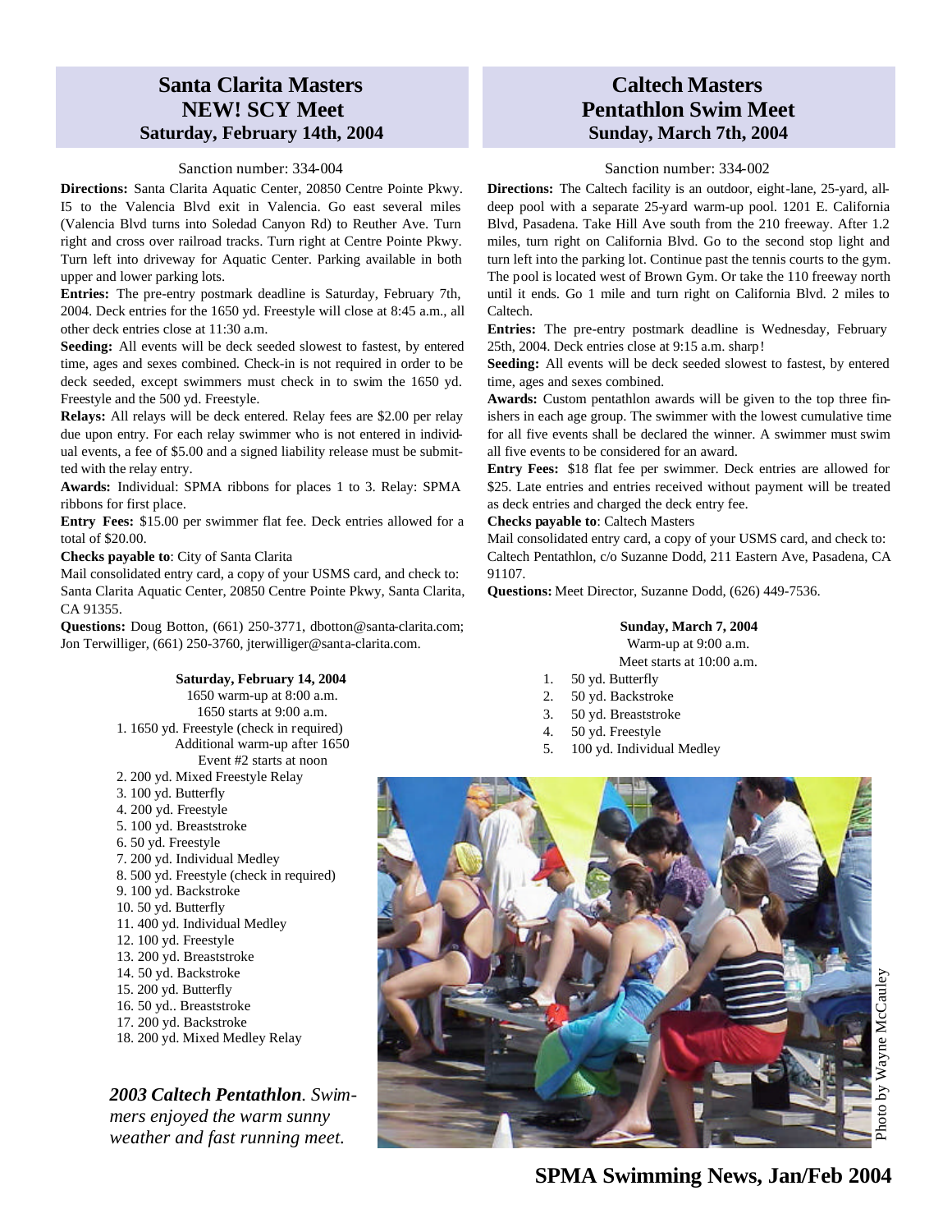## Santa Clarita Masters
## NEW! SCY Meet
### Saturday, February 14th, 2004

Sanction number: 334-004

**Directions:** Santa Clarita Aquatic Center, 20850 Centre Pointe Pkwy. I5 to the Valencia Blvd exit in Valencia. Go east several miles (Valencia Blvd turns into Soledad Canyon Rd) to Reuther Ave. Turn right and cross over railroad tracks. Turn right at Centre Pointe Pkwy. Turn left into driveway for Aquatic Center. Parking available in both upper and lower parking lots.

**Entries:** The pre-entry postmark deadline is Saturday, February 7th, 2004. Deck entries for the 1650 yd. Freestyle will close at 8:45 a.m., all other deck entries close at 11:30 a.m.

**Seeding:** All events will be deck seeded slowest to fastest, by entered time, ages and sexes combined. Check-in is not required in order to be deck seeded, except swimmers must check in to swim the 1650 yd. Freestyle and the 500 yd. Freestyle.

**Relays:** All relays will be deck entered. Relay fees are $2.00 per relay due upon entry. For each relay swimmer who is not entered in individual events, a fee of $5.00 and a signed liability release must be submitted with the relay entry.

**Awards:** Individual: SPMA ribbons for places 1 to 3. Relay: SPMA ribbons for first place.

**Entry Fees:** $15.00 per swimmer flat fee. Deck entries allowed for a total of $20.00.

**Checks payable to**: City of Santa Clarita

Mail consolidated entry card, a copy of your USMS card, and check to: Santa Clarita Aquatic Center, 20850 Centre Pointe Pkwy, Santa Clarita, CA 91355.

**Questions:** Doug Botton, (661) 250-3771, dbotton@santa-clarita.com; Jon Terwilliger, (661) 250-3760, jterwilliger@santa-clarita.com.

**Saturday, February 14, 2004**
1650 warm-up at 8:00 a.m.
1650 starts at 9:00 a.m.

1. 1650 yd. Freestyle (check in required)
   Additional warm-up after 1650
   Event #2 starts at noon
2. 200 yd. Mixed Freestyle Relay
3. 100 yd. Butterfly
4. 200 yd. Freestyle
5. 100 yd. Breaststroke
6. 50 yd. Freestyle
7. 200 yd. Individual Medley
8. 500 yd. Freestyle (check in required)
9. 100 yd. Backstroke
10. 50 yd. Butterfly
11. 400 yd. Individual Medley
12. 100 yd. Freestyle
13. 200 yd. Breaststroke
14. 50 yd. Backstroke
15. 200 yd. Butterfly
16. 50 yd.. Breaststroke
17. 200 yd. Backstroke
18. 200 yd. Mixed Medley Relay

## Caltech Masters
## Pentathlon Swim Meet
### Sunday, March 7th, 2004

Sanction number: 334-002

**Directions:** The Caltech facility is an outdoor, eight-lane, 25-yard, all-deep pool with a separate 25-yard warm-up pool. 1201 E. California Blvd, Pasadena. Take Hill Ave south from the 210 freeway. After 1.2 miles, turn right on California Blvd. Go to the second stop light and turn left into the parking lot. Continue past the tennis courts to the gym. The pool is located west of Brown Gym. Or take the 110 freeway north until it ends. Go 1 mile and turn right on California Blvd. 2 miles to Caltech.

**Entries:** The pre-entry postmark deadline is Wednesday, February 25th, 2004. Deck entries close at 9:15 a.m. sharp!

**Seeding:** All events will be deck seeded slowest to fastest, by entered time, ages and sexes combined.

**Awards:** Custom pentathlon awards will be given to the top three finishers in each age group. The swimmer with the lowest cumulative time for all five events shall be declared the winner. A swimmer must swim all five events to be considered for an award.

**Entry Fees:** $18 flat fee per swimmer. Deck entries are allowed for $25. Late entries and entries received without payment will be treated as deck entries and charged the deck entry fee.

**Checks payable to**: Caltech Masters

Mail consolidated entry card, a copy of your USMS card, and check to: Caltech Pentathlon, c/o Suzanne Dodd, 211 Eastern Ave, Pasadena, CA 91107.

**Questions:** Meet Director, Suzanne Dodd, (626) 449-7536.

**Sunday, March 7, 2004**
Warm-up at 9:00 a.m.
Meet starts at 10:00 a.m.

1. 50 yd. Butterfly
2. 50 yd. Backstroke
3. 50 yd. Breaststroke
4. 50 yd. Freestyle
5. 100 yd. Individual Medley

***2003 Caltech Pentathlon**. Swimmers enjoyed the warm sunny weather and fast running meet.*

Photo by Wayne McCauley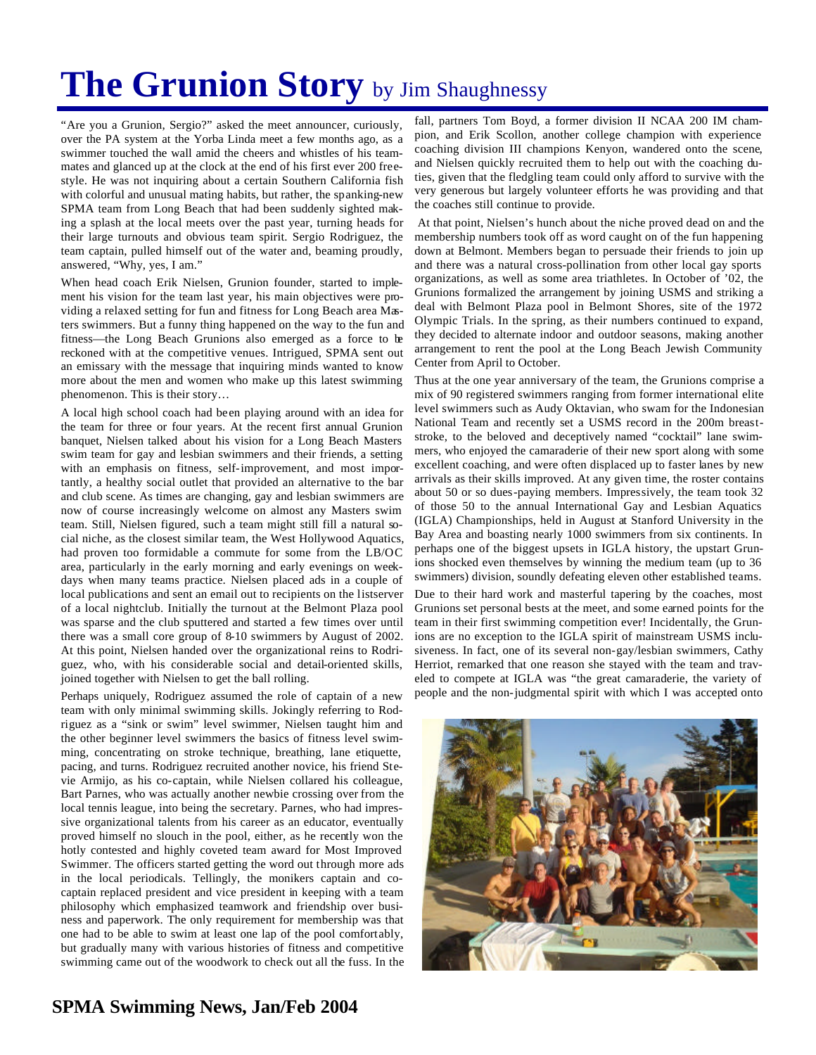# The Grunion Story by Jim Shaughnessy

"Are you a Grunion, Sergio?" asked the meet announcer, curiously, over the PA system at the Yorba Linda meet a few months ago, as a swimmer touched the wall amid the cheers and whistles of his teammates and glanced up at the clock at the end of his first ever 200 freestyle. He was not inquiring about a certain Southern California fish with colorful and unusual mating habits, but rather, the spanking-new SPMA team from Long Beach that had been suddenly sighted making a splash at the local meets over the past year, turning heads for their large turnouts and obvious team spirit. Sergio Rodriguez, the team captain, pulled himself out of the water and, beaming proudly, answered, "Why, yes, I am."

When head coach Erik Nielsen, Grunion founder, started to implement his vision for the team last year, his main objectives were providing a relaxed setting for fun and fitness for Long Beach area Masters swimmers. But a funny thing happened on the way to the fun and fitness—the Long Beach Grunions also emerged as a force to be reckoned with at the competitive venues. Intrigued, SPMA sent out an emissary with the message that inquiring minds wanted to know more about the men and women who make up this latest swimming phenomenon. This is their story…

A local high school coach had been playing around with an idea for the team for three or four years. At the recent first annual Grunion banquet, Nielsen talked about his vision for a Long Beach Masters swim team for gay and lesbian swimmers and their friends, a setting with an emphasis on fitness, self-improvement, and most importantly, a healthy social outlet that provided an alternative to the bar and club scene. As times are changing, gay and lesbian swimmers are now of course increasingly welcome on almost any Masters swim team. Still, Nielsen figured, such a team might still fill a natural social niche, as the closest similar team, the West Hollywood Aquatics, had proven too formidable a commute for some from the LB/OC area, particularly in the early morning and early evenings on weekdays when many teams practice. Nielsen placed ads in a couple of local publications and sent an email out to recipients on the listserver of a local nightclub. Initially the turnout at the Belmont Plaza pool was sparse and the club sputtered and started a few times over until there was a small core group of 8-10 swimmers by August of 2002. At this point, Nielsen handed over the organizational reins to Rodriguez, who, with his considerable social and detail-oriented skills, joined together with Nielsen to get the ball rolling.

Perhaps uniquely, Rodriguez assumed the role of captain of a new team with only minimal swimming skills. Jokingly referring to Rodriguez as a "sink or swim" level swimmer, Nielsen taught him and the other beginner level swimmers the basics of fitness level swimming, concentrating on stroke technique, breathing, lane etiquette, pacing, and turns. Rodriguez recruited another novice, his friend Stevie Armijo, as his co-captain, while Nielsen collared his colleague, Bart Parnes, who was actually another newbie crossing over from the local tennis league, into being the secretary. Parnes, who had impressive organizational talents from his career as an educator, eventually proved himself no slouch in the pool, either, as he recently won the hotly contested and highly coveted team award for Most Improved Swimmer. The officers started getting the word out through more ads in the local periodicals. Tellingly, the monikers captain and co-captain replaced president and vice president in keeping with a team philosophy which emphasized teamwork and friendship over business and paperwork. The only requirement for membership was that one had to be able to swim at least one lap of the pool comfortably, but gradually many with various histories of fitness and competitive swimming came out of the woodwork to check out all the fuss. In the fall, partners Tom Boyd, a former division II NCAA 200 IM champion, and Erik Scollon, another college champion with experience coaching division III champions Kenyon, wandered onto the scene, and Nielsen quickly recruited them to help out with the coaching duties, given that the fledgling team could only afford to survive with the very generous but largely volunteer efforts he was providing and that the coaches still continue to provide.

At that point, Nielsen's hunch about the niche proved dead on and the membership numbers took off as word caught on of the fun happening down at Belmont. Members began to persuade their friends to join up and there was a natural cross-pollination from other local gay sports organizations, as well as some area triathletes. In October of '02, the Grunions formalized the arrangement by joining USMS and striking a deal with Belmont Plaza pool in Belmont Shores, site of the 1972 Olympic Trials. In the spring, as their numbers continued to expand, they decided to alternate indoor and outdoor seasons, making another arrangement to rent the pool at the Long Beach Jewish Community Center from April to October.

Thus at the one year anniversary of the team, the Grunions comprise a mix of 90 registered swimmers ranging from former international elite level swimmers such as Audy Oktavian, who swam for the Indonesian National Team and recently set a USMS record in the 200m breaststroke, to the beloved and deceptively named "cocktail" lane swimmers, who enjoyed the camaraderie of their new sport along with some excellent coaching, and were often displaced up to faster lanes by new arrivals as their skills improved. At any given time, the roster contains about 50 or so dues-paying members. Impressively, the team took 32 of those 50 to the annual International Gay and Lesbian Aquatics (IGLA) Championships, held in August at Stanford University in the Bay Area and boasting nearly 1000 swimmers from six continents. In perhaps one of the biggest upsets in IGLA history, the upstart Grunions shocked even themselves by winning the medium team (up to 36 swimmers) division, soundly defeating eleven other established teams.

Due to their hard work and masterful tapering by the coaches, most Grunions set personal bests at the meet, and some earned points for the team in their first swimming competition ever! Incidentally, the Grunions are no exception to the IGLA spirit of mainstream USMS inclusiveness. In fact, one of its several non-gay/lesbian swimmers, Cathy Herriot, remarked that one reason she stayed with the team and traveled to compete at IGLA was "the great camaraderie, the variety of people and the non-judgmental spirit with which I was accepted onto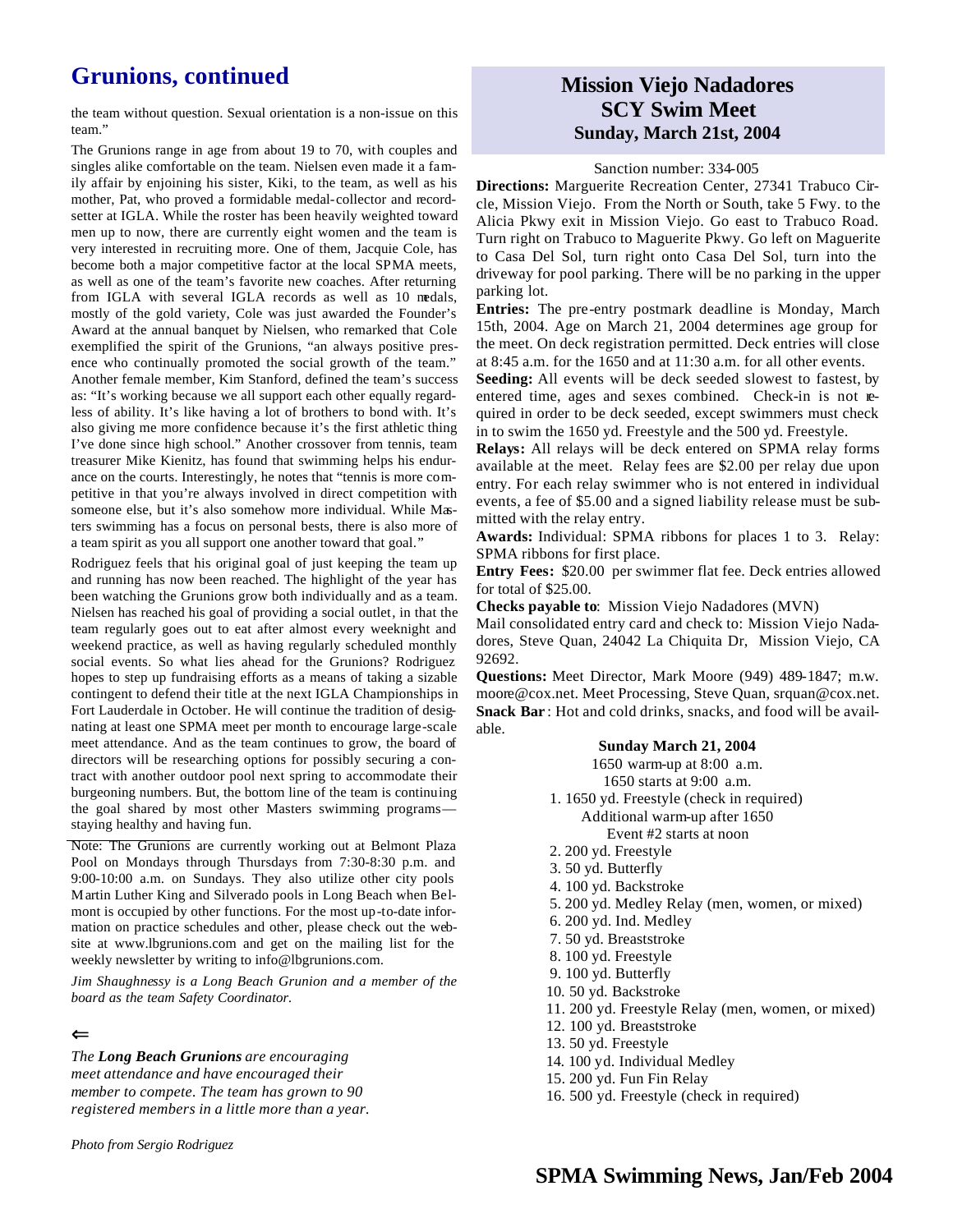## Grunions, continued

the team without question. Sexual orientation is a non-issue on this team."

The Grunions range in age from about 19 to 70, with couples and singles alike comfortable on the team. Nielsen even made it a family affair by enjoining his sister, Kiki, to the team, as well as his mother, Pat, who proved a formidable medal-collector and record-setter at IGLA. While the roster has been heavily weighted toward men up to now, there are currently eight women and the team is very interested in recruiting more. One of them, Jacquie Cole, has become both a major competitive factor at the local SPMA meets, as well as one of the team's favorite new coaches. After returning from IGLA with several IGLA records as well as 10 medals, mostly of the gold variety, Cole was just awarded the Founder's Award at the annual banquet by Nielsen, who remarked that Cole exemplified the spirit of the Grunions, "an always positive presence who continually promoted the social growth of the team." Another female member, Kim Stanford, defined the team's success as: "It's working because we all support each other equally regardless of ability. It's like having a lot of brothers to bond with. It's also giving me more confidence because it's the first athletic thing I've done since high school." Another crossover from tennis, team treasurer Mike Kienitz, has found that swimming helps his endurance on the courts. Interestingly, he notes that "tennis is more competitive in that you're always involved in direct competition with someone else, but it's also somehow more individual. While Masters swimming has a focus on personal bests, there is also more of a team spirit as you all support one another toward that goal."

Rodriguez feels that his original goal of just keeping the team up and running has now been reached. The highlight of the year has been watching the Grunions grow both individually and as a team. Nielsen has reached his goal of providing a social outlet, in that the team regularly goes out to eat after almost every weeknight and weekend practice, as well as having regularly scheduled monthly social events. So what lies ahead for the Grunions? Rodriguez hopes to step up fundraising efforts as a means of taking a sizable contingent to defend their title at the next IGLA Championships in Fort Lauderdale in October. He will continue the tradition of designating at least one SPMA meet per month to encourage large-scale meet attendance. And as the team continues to grow, the board of directors will be researching options for possibly securing a contract with another outdoor pool next spring to accommodate their burgeoning numbers. But, the bottom line of the team is continuing the goal shared by most other Masters swimming programs—staying healthy and having fun.

Note: The Grunions are currently working out at Belmont Plaza Pool on Mondays through Thursdays from 7:30-8:30 p.m. and 9:00-10:00 a.m. on Sundays. They also utilize other city pools Martin Luther King and Silverado pools in Long Beach when Belmont is occupied by other functions. For the most up-to-date information on practice schedules and other, please check out the website at www.lbgrunions.com and get on the mailing list for the weekly newsletter by writing to info@lbgrunions.com.

*Jim Shaughnessy is a Long Beach Grunion and a member of the board as the team Safety Coordinator.*

⇐

*The **Long Beach Grunions** are encouraging meet attendance and have encouraged their member to compete. The team has grown to 90 registered members in a little more than a year.*

*Photo from Sergio Rodriguez*

## Mission Viejo Nadadores SCY Swim Meet
### Sunday, March 21st, 2004

Sanction number: 334-005

**Directions:** Marguerite Recreation Center, 27341 Trabuco Circle, Mission Viejo. From the North or South, take 5 Fwy. to the Alicia Pkwy exit in Mission Viejo. Go east to Trabuco Road. Turn right on Trabuco to Maguerite Pkwy. Go left on Maguerite to Casa Del Sol, turn right onto Casa Del Sol, turn into the driveway for pool parking. There will be no parking in the upper parking lot.

**Entries:** The pre-entry postmark deadline is Monday, March 15th, 2004. Age on March 21, 2004 determines age group for the meet. On deck registration permitted. Deck entries will close at 8:45 a.m. for the 1650 and at 11:30 a.m. for all other events.

**Seeding:** All events will be deck seeded slowest to fastest, by entered time, ages and sexes combined. Check-in is not required in order to be deck seeded, except swimmers must check in to swim the 1650 yd. Freestyle and the 500 yd. Freestyle.

**Relays:** All relays will be deck entered on SPMA relay forms available at the meet. Relay fees are $2.00 per relay due upon entry. For each relay swimmer who is not entered in individual events, a fee of $5.00 and a signed liability release must be submitted with the relay entry.

**Awards:** Individual: SPMA ribbons for places 1 to 3. Relay: SPMA ribbons for first place.

**Entry Fees:** $20.00 per swimmer flat fee. Deck entries allowed for total of $25.00.

**Checks payable to**: Mission Viejo Nadadores (MVN)

Mail consolidated entry card and check to: Mission Viejo Nadadores, Steve Quan, 24042 La Chiquita Dr, Mission Viejo, CA 92692.

**Questions:** Meet Director, Mark Moore (949) 489-1847; m.w.moore@cox.net. Meet Processing, Steve Quan, srquan@cox.net.

**Snack Bar**: Hot and cold drinks, snacks, and food will be available.

**Sunday March 21, 2004**

1650 warm-up at 8:00 a.m.
1650 starts at 9:00 a.m.

1. 1650 yd. Freestyle (check in required)
   Additional warm-up after 1650
   Event #2 starts at noon
2. 200 yd. Freestyle
3. 50 yd. Butterfly
4. 100 yd. Backstroke
5. 200 yd. Medley Relay (men, women, or mixed)
6. 200 yd. Ind. Medley
7. 50 yd. Breaststroke
8. 100 yd. Freestyle
9. 100 yd. Butterfly
10. 50 yd. Backstroke
11. 200 yd. Freestyle Relay (men, women, or mixed)
12. 100 yd. Breaststroke
13. 50 yd. Freestyle
14. 100 yd. Individual Medley
15. 200 yd. Fun Fin Relay
16. 500 yd. Freestyle (check in required)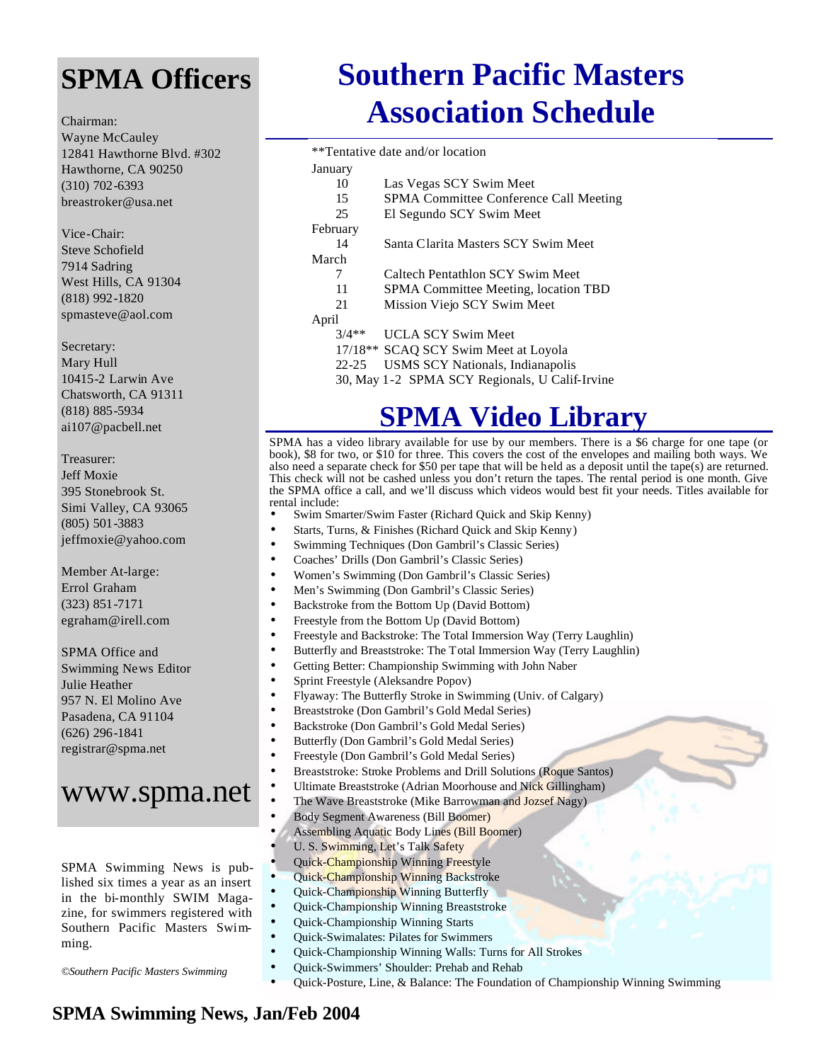# SPMA Officers

Chairman:
Wayne McCauley
12841 Hawthorne Blvd. #302
Hawthorne, CA 90250
(310) 702-6393
breastroker@usa.net

Vice-Chair:
Steve Schofield
7914 Sadring
West Hills, CA 91304
(818) 992-1820
spmasteve@aol.com

Secretary:
Mary Hull
10415-2 Larwin Ave
Chatsworth, CA 91311
(818) 885-5934
ai107@pacbell.net

Treasurer:
Jeff Moxie
395 Stonebrook St.
Simi Valley, CA 93065
(805) 501-3883
jeffmoxie@yahoo.com

Member At-large:
Errol Graham
(323) 851-7171
egraham@irell.com

SPMA Office and
Swimming News Editor
Julie Heather
957 N. El Molino Ave
Pasadena, CA 91104
(626) 296-1841
registrar@spma.net

## www.spma.net

SPMA Swimming News is published six times a year as an insert in the bi-monthly SWIM Magazine, for swimmers registered with Southern Pacific Masters Swimming.

*©Southern Pacific Masters Swimming*

# Southern Pacific Masters Association Schedule

**Tentative date and/or location

January

| | |
|---|---|
| 10 | Las Vegas SCY Swim Meet |
| 15 | SPMA Committee Conference Call Meeting |
| 25 | El Segundo SCY Swim Meet |

February

| | |
|---|---|
| 14 | Santa Clarita Masters SCY Swim Meet |

March

| | |
|---|---|
| 7 | Caltech Pentathlon SCY Swim Meet |
| 11 | SPMA Committee Meeting, location TBD |
| 21 | Mission Viejo SCY Swim Meet |

April

| | |
|---|---|
| 3/4** | UCLA SCY Swim Meet |
| 17/18** | SCAQ SCY Swim Meet at Loyola |
| 22-25 | USMS SCY Nationals, Indianapolis |
| 30, May 1-2 | SPMA SCY Regionals, U Calif-Irvine |

# SPMA Video Library

SPMA has a video library available for use by our members. There is a $6 charge for one tape (or book), $8 for two, or $10 for three. This covers the cost of the envelopes and mailing both ways. We also need a separate check for $50 per tape that will be held as a deposit until the tape(s) are returned. This check will not be cashed unless you don't return the tapes. The rental period is one month. Give the SPMA office a call, and we'll discuss which videos would best fit your needs. Titles available for rental include:

- Swim Smarter/Swim Faster (Richard Quick and Skip Kenny)
- Starts, Turns, & Finishes (Richard Quick and Skip Kenny)
- Swimming Techniques (Don Gambril's Classic Series)
- Coaches' Drills (Don Gambril's Classic Series)
- Women's Swimming (Don Gambril's Classic Series)
- Men's Swimming (Don Gambril's Classic Series)
- Backstroke from the Bottom Up (David Bottom)
- Freestyle from the Bottom Up (David Bottom)
- Freestyle and Backstroke: The Total Immersion Way (Terry Laughlin)
- Butterfly and Breaststroke: The Total Immersion Way (Terry Laughlin)
- Getting Better: Championship Swimming with John Naber
- Sprint Freestyle (Aleksandre Popov)
- Flyaway: The Butterfly Stroke in Swimming (Univ. of Calgary)
- Breaststroke (Don Gambril's Gold Medal Series)
- Backstroke (Don Gambril's Gold Medal Series)
- Butterfly (Don Gambril's Gold Medal Series)
- Freestyle (Don Gambril's Gold Medal Series)
- Breaststroke: Stroke Problems and Drill Solutions (Roque Santos)
- Ultimate Breaststroke (Adrian Moorhouse and Nick Gillingham)
- The Wave Breaststroke (Mike Barrowman and Jozsef Nagy)
- Body Segment Awareness (Bill Boomer)
- Assembling Aquatic Body Lines (Bill Boomer)
- U. S. Swimming, Let's Talk Safety
- Quick-Championship Winning Freestyle
- Quick-Championship Winning Backstroke
- Quick-Championship Winning Butterfly
- Quick-Championship Winning Breaststroke
- Quick-Championship Winning Starts
- Quick-Swimalates: Pilates for Swimmers
- Quick-Championship Winning Walls: Turns for All Strokes
- Quick-Swimmers' Shoulder: Prehab and Rehab
- Quick-Posture, Line, & Balance: The Foundation of Championship Winning Swimming